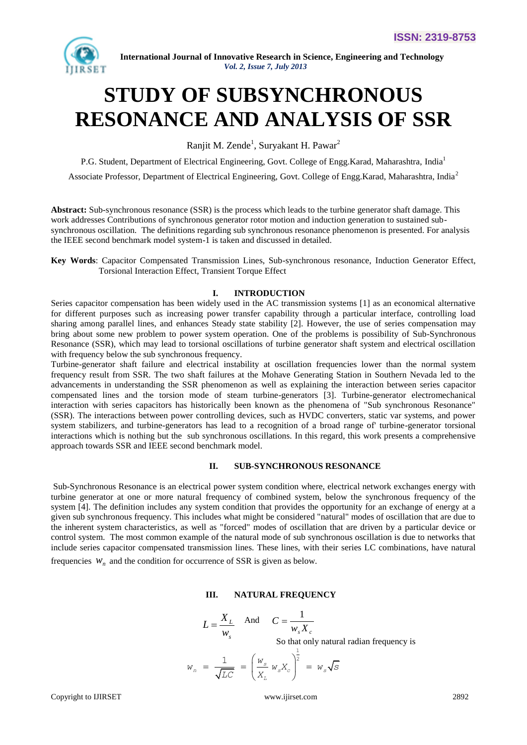# STUDY OF SUBSYNCHRONOUS RESONANCE AND ANALYSIS OF SSR

Ranjit M. Zende[1], Suryakant H. Pawar[2]

P.G. Student, Department of Electrical Engineering, Govt. College of Engg.Karad, Maharashtra, India[1]

Associate Professor, Department of Electrical Engineering, Govt. College of Engg.Karad, Maharashtra, India[2]

**Abstract:** Sub-synchronous resonance (SSR) is the process which leads to the turbine generator shaft damage. This work addresses Contributions of synchronous generator rotor motion and induction generation to sustained sub-synchronous oscillation. The definitions regarding sub synchronous resonance phenomenon is presented. For analysis the IEEE second benchmark model system-1 is taken and discussed in detailed.

**Key Words**: Capacitor Compensated Transmission Lines, Sub-synchronous resonance, Induction Generator Effect, Torsional Interaction Effect, Transient Torque Effect

## I. INTRODUCTION

Series capacitor compensation has been widely used in the AC transmission systems [1] as an economical alternative for different purposes such as increasing power transfer capability through a particular interface, controlling load sharing among parallel lines, and enhances Steady state stability [2]. However, the use of series compensation may bring about some new problem to power system operation. One of the problems is possibility of Sub-Synchronous Resonance (SSR), which may lead to torsional oscillations of turbine generator shaft system and electrical oscillation with frequency below the sub synchronous frequency.

Turbine-generator shaft failure and electrical instability at oscillation frequencies lower than the normal system frequency result from SSR. The two shaft failures at the Mohave Generating Station in Southern Nevada led to the advancements in understanding the SSR phenomenon as well as explaining the interaction between series capacitor compensated lines and the torsion mode of steam turbine-generators [3]. Turbine-generator electromechanical interaction with series capacitors has historically been known as the phenomena of "Sub synchronous Resonance" (SSR). The interactions between power controlling devices, such as HVDC converters, static var systems, and power system stabilizers, and turbine-generators has lead to a recognition of a broad range of' turbine-generator torsional interactions which is nothing but the sub synchronous oscillations. In this regard, this work presents a comprehensive approach towards SSR and IEEE second benchmark model.

## II. SUB-SYNCHRONOUS RESONANCE

Sub-Synchronous Resonance is an electrical power system condition where, electrical network exchanges energy with turbine generator at one or more natural frequency of combined system, below the synchronous frequency of the system [4]. The definition includes any system condition that provides the opportunity for an exchange of energy at a given sub synchronous frequency. This includes what might be considered "natural" modes of oscillation that are due to the inherent system characteristics, as well as "forced" modes of oscillation that are driven by a particular device or control system. The most common example of the natural mode of sub synchronous oscillation is due to networks that include series capacitor compensated transmission lines. These lines, with their series LC combinations, have natural frequencies $w_n$ and the condition for occurrence of SSR is given as below.

## III. NATURAL FREQUENCY

$$L = \frac{X_L}{w_s} \quad \text{And} \quad C = \frac{1}{w_s X_c}$$

So that only natural radian frequency is

$$w_n = \frac{1}{\sqrt{LC}} = \left( \frac{w_s}{X_L} w_s X_c \right)^{\frac{1}{2}} = w_s \sqrt{S}$$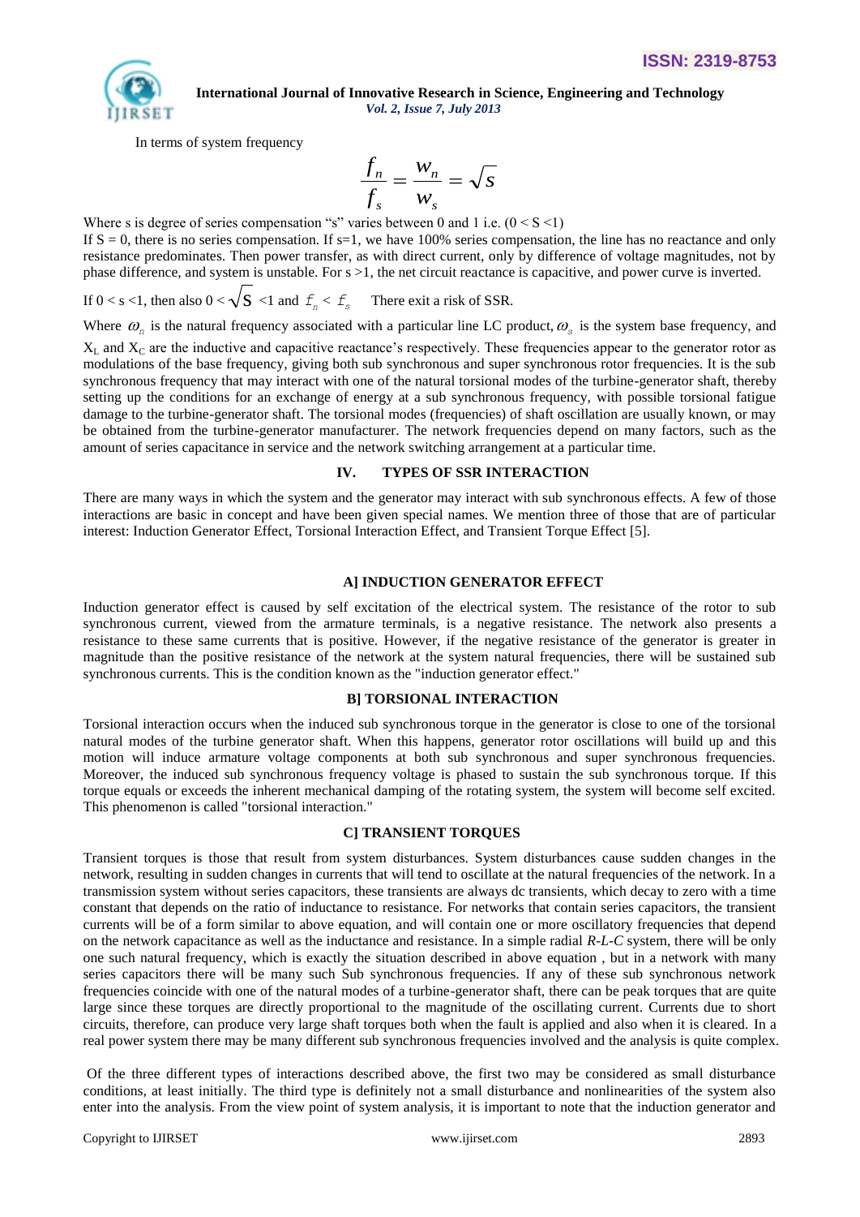In terms of system frequency

$$\frac{f_n}{f_s} = \frac{w_n}{w_s} = \sqrt{s}$$

Where s is degree of series compensation "s" varies between 0 and 1 i.e. (0 < S <1)

If S = 0, there is no series compensation. If s=1, we have 100% series compensation, the line has no reactance and only resistance predominates. Then power transfer, as with direct current, only by difference of voltage magnitudes, not by phase difference, and system is unstable. For s >1, the net circuit reactance is capacitive, and power curve is inverted.

If 0 < s <1, then also $0 < \sqrt{S} < 1$ and $f_n < f_s$ There exit a risk of SSR.

Where $\omega_n$ is the natural frequency associated with a particular line LC product, $\omega_s$ is the system base frequency, and $X_L$ and $X_C$ are the inductive and capacitive reactance's respectively. These frequencies appear to the generator rotor as modulations of the base frequency, giving both sub synchronous and super synchronous rotor frequencies. It is the sub synchronous frequency that may interact with one of the natural torsional modes of the turbine-generator shaft, thereby setting up the conditions for an exchange of energy at a sub synchronous frequency, with possible torsional fatigue damage to the turbine-generator shaft. The torsional modes (frequencies) of shaft oscillation are usually known, or may be obtained from the turbine-generator manufacturer. The network frequencies depend on many factors, such as the amount of series capacitance in service and the network switching arrangement at a particular time.

## IV. TYPES OF SSR INTERACTION

There are many ways in which the system and the generator may interact with sub synchronous effects. A few of those interactions are basic in concept and have been given special names. We mention three of those that are of particular interest: Induction Generator Effect, Torsional Interaction Effect, and Transient Torque Effect [5].

### A] INDUCTION GENERATOR EFFECT

Induction generator effect is caused by self excitation of the electrical system. The resistance of the rotor to sub synchronous current, viewed from the armature terminals, is a negative resistance. The network also presents a resistance to these same currents that is positive. However, if the negative resistance of the generator is greater in magnitude than the positive resistance of the network at the system natural frequencies, there will be sustained sub synchronous currents. This is the condition known as the "induction generator effect."

### B] TORSIONAL INTERACTION

Torsional interaction occurs when the induced sub synchronous torque in the generator is close to one of the torsional natural modes of the turbine generator shaft. When this happens, generator rotor oscillations will build up and this motion will induce armature voltage components at both sub synchronous and super synchronous frequencies. Moreover, the induced sub synchronous frequency voltage is phased to sustain the sub synchronous torque. If this torque equals or exceeds the inherent mechanical damping of the rotating system, the system will become self excited. This phenomenon is called "torsional interaction."

### C] TRANSIENT TORQUES

Transient torques is those that result from system disturbances. System disturbances cause sudden changes in the network, resulting in sudden changes in currents that will tend to oscillate at the natural frequencies of the network. In a transmission system without series capacitors, these transients are always dc transients, which decay to zero with a time constant that depends on the ratio of inductance to resistance. For networks that contain series capacitors, the transient currents will be of a form similar to above equation, and will contain one or more oscillatory frequencies that depend on the network capacitance as well as the inductance and resistance. In a simple radial *R-L-C* system, there will be only one such natural frequency, which is exactly the situation described in above equation , but in a network with many series capacitors there will be many such Sub synchronous frequencies. If any of these sub synchronous network frequencies coincide with one of the natural modes of a turbine-generator shaft, there can be peak torques that are quite large since these torques are directly proportional to the magnitude of the oscillating current. Currents due to short circuits, therefore, can produce very large shaft torques both when the fault is applied and also when it is cleared. In a real power system there may be many different sub synchronous frequencies involved and the analysis is quite complex.

Of the three different types of interactions described above, the first two may be considered as small disturbance conditions, at least initially. The third type is definitely not a small disturbance and nonlinearities of the system also enter into the analysis. From the view point of system analysis, it is important to note that the induction generator and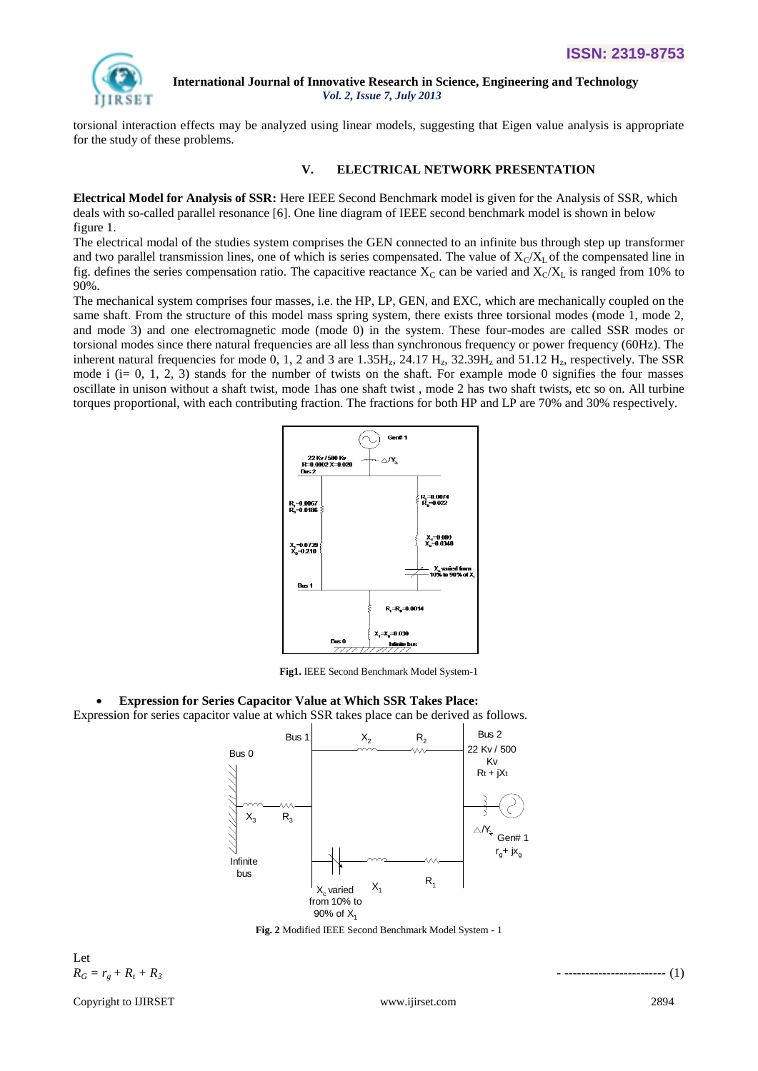torsional interaction effects may be analyzed using linear models, suggesting that Eigen value analysis is appropriate for the study of these problems.

## V. ELECTRICAL NETWORK PRESENTATION

**Electrical Model for Analysis of SSR:** Here IEEE Second Benchmark model is given for the Analysis of SSR, which deals with so-called parallel resonance [6]. One line diagram of IEEE second benchmark model is shown in below figure 1.

The electrical modal of the studies system comprises the GEN connected to an infinite bus through step up transformer and two parallel transmission lines, one of which is series compensated. The value of $X_C/X_L$ of the compensated line in fig. defines the series compensation ratio. The capacitive reactance $X_C$ can be varied and $X_C/X_L$ is ranged from 10% to 90%.

The mechanical system comprises four masses, i.e. the HP, LP, GEN, and EXC, which are mechanically coupled on the same shaft. From the structure of this model mass spring system, there exists three torsional modes (mode 1, mode 2, and mode 3) and one electromagnetic mode (mode 0) in the system. These four-modes are called SSR modes or torsional modes since there natural frequencies are all less than synchronous frequency or power frequency (60Hz). The inherent natural frequencies for mode 0, 1, 2 and 3 are 1.35Hz, 24.17 Hz, 32.39Hz and 51.12 Hz, respectively. The SSR mode i (i= 0, 1, 2, 3) stands for the number of twists on the shaft. For example mode 0 signifies the four masses oscillate in unison without a shaft twist, mode 1has one shaft twist , mode 2 has two shaft twists, etc so on. All turbine torques proportional, with each contributing fraction. The fractions for both HP and LP are 70% and 30% respectively.

Gen# 1
22 Kv / 500 Kv
R=0.0002 X=0.020
Bus 2
△/Y
$R_1$=0.0067
$R_0$=0.0186
$R_1$=0.0074
$R_0$=0.022
$X_1$=0.0739
$X_0$=0.210
$X_1$=0.080
$X_0$=0.0340
$X_c$ varied from 10% to 90% of $X_1$
Bus 1
$R_1$=$R_0$=0.0014
$X_1$=$X_0$=0.030
Bus 0
Infinite bus

**Fig1.** IEEE Second Benchmark Model System-1

- **Expression for Series Capacitor Value at Which SSR Takes Place:**

Expression for series capacitor value at which SSR takes place can be derived as follows.

Bus 1
$X_2$
$R_2$
Bus 2
22 Kv / 500 Kv
Rt + jXt
Bus 0
$X_3$
$R_3$
Infinite bus
△/Y
Gen# 1
$r_g$+ j$x_g$
$X_c$ varied from 10% to 90% of $X_1$
$X_1$
$R_1$

**Fig. 2** Modified IEEE Second Benchmark Model System - 1

Let

$$R_G = r_g + R_t + R_3 \quad \text{------------------------ (1)}$$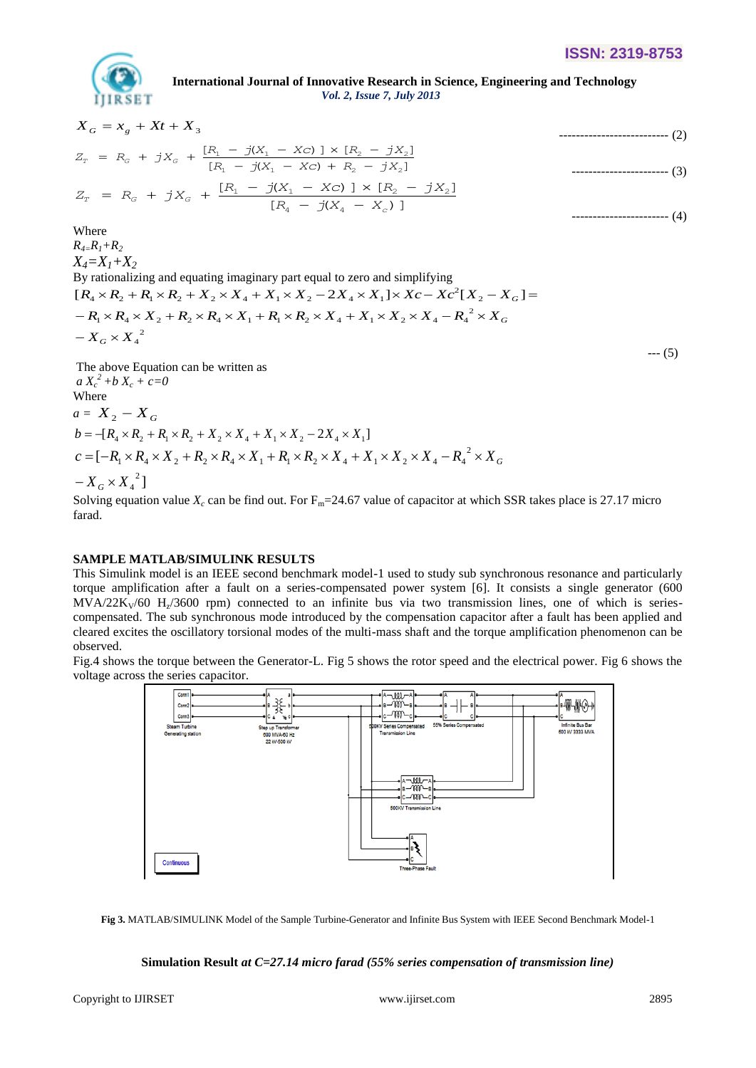$$X_G = x_g + Xt + X_3 \quad \text{-------------------------- (2)}$$

$$Z_T = R_G + jX_G + \frac{[R_1 - j(X_1 - Xc)] \times [R_2 - jX_2]}{[R_1 - j(X_1 - Xc) + R_2 - jX_2]} \quad \text{----------------------- (3)}$$

$$Z_T = R_G + jX_G + \frac{[R_1 - j(X_1 - Xc)] \times [R_2 - jX_2]}{[R_4 - j(X_4 - X_c)]} \quad \text{----------------------- (4)}$$

Where

$R_4 = R_1 + R_2$

$X_4 = X_1 + X_2$

By rationalizing and equating imaginary part equal to zero and simplifying

$$[R_4 \times R_2 + R_1 \times R_2 + X_2 \times X_4 + X_1 \times X_2 - 2X_4 \times X_1] \times Xc - Xc^2[X_2 - X_G] =$$
$$- R_1 \times R_4 \times X_2 + R_2 \times R_4 \times X_1 + R_1 \times R_2 \times X_4 + X_1 \times X_2 \times X_4 - R_4^{\,2} \times X_G$$
$$- X_G \times X_4^{\,2} \quad \text{--- (5)}$$

The above Equation can be written as

$a X_c^2 + b X_c + c = 0$

Where

$a = X_2 - X_G$

$b = -[R_4 \times R_2 + R_1 \times R_2 + X_2 \times X_4 + X_1 \times X_2 - 2X_4 \times X_1]$

$c = [-R_1 \times R_4 \times X_2 + R_2 \times R_4 \times X_1 + R_1 \times R_2 \times X_4 + X_1 \times X_2 \times X_4 - R_4^{\,2} \times X_G$

$- X_G \times X_4^{\,2}]$

Solving equation value $X_c$ can be find out. For $F_m$=24.67 value of capacitor at which SSR takes place is 27.17 micro farad.

## SAMPLE MATLAB/SIMULINK RESULTS

This Simulink model is an IEEE second benchmark model-1 used to study sub synchronous resonance and particularly torque amplification after a fault on a series-compensated power system [6]. It consists a single generator (600 MVA/22$K_V$/60 $H_z$/3600 rpm) connected to an infinite bus via two transmission lines, one of which is series-compensated. The sub synchronous mode introduced by the compensation capacitor after a fault has been applied and cleared excites the oscillatory torsional modes of the multi-mass shaft and the torque amplification phenomenon can be observed.

Fig.4 shows the torque between the Generator-L. Fig 5 shows the rotor speed and the electrical power. Fig 6 shows the voltage across the series capacitor.

Conn1
Conn2
Conn3
Steam Turbine Generating station
Step up Transformer 600 MVA-60 Hz 22 kV-500 kV
500KV Series Compensated Transmission Line
55% Series Compensated
Infinite Bus Bar 500 kV 3333 MVA
500KV Transmission Line
Three-Phase Fault
Continuous

**Fig 3.** MATLAB/SIMULINK Model of the Sample Turbine-Generator and Infinite Bus System with IEEE Second Benchmark Model-1

**Simulation Result** ***at C=27.14 micro farad (55% series compensation of transmission line)***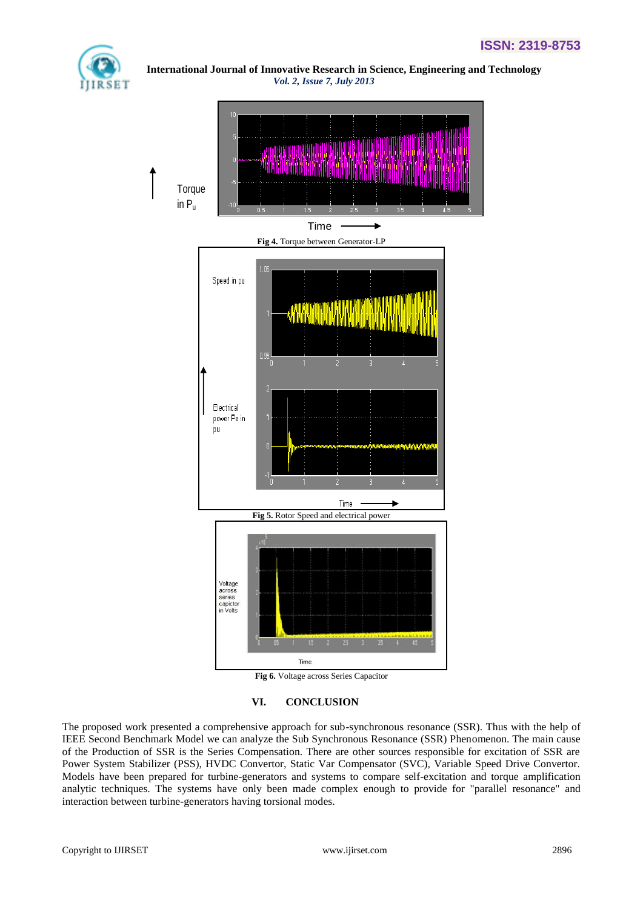Torque in $P_u$

10
5
0
-5
-10
0 0.5 1 1.5 2 2.5 3 3.5 4 4.5 5

Time

**Fig 4.** Torque between Generator-LP

Speed in pu

1.05
1
0.95
0 1 2 3 4 5

Electrical power Pe in pu

2
1
0
-1
0 1 2 3 4 5

Time

**Fig 5.** Rotor Speed and electrical power

Voltage across series capictor in Volts

x 10^5
4
3
2
1
0
0 0.5 1 1.5 2 2.5 3 3.5 4 4.5 5

Time

**Fig 6.** Voltage across Series Capacitor

## VI. CONCLUSION

The proposed work presented a comprehensive approach for sub-synchronous resonance (SSR). Thus with the help of IEEE Second Benchmark Model we can analyze the Sub Synchronous Resonance (SSR) Phenomenon. The main cause of the Production of SSR is the Series Compensation. There are other sources responsible for excitation of SSR are Power System Stabilizer (PSS), HVDC Convertor, Static Var Compensator (SVC), Variable Speed Drive Convertor. Models have been prepared for turbine-generators and systems to compare self-excitation and torque amplification analytic techniques. The systems have only been made complex enough to provide for "parallel resonance" and interaction between turbine-generators having torsional modes.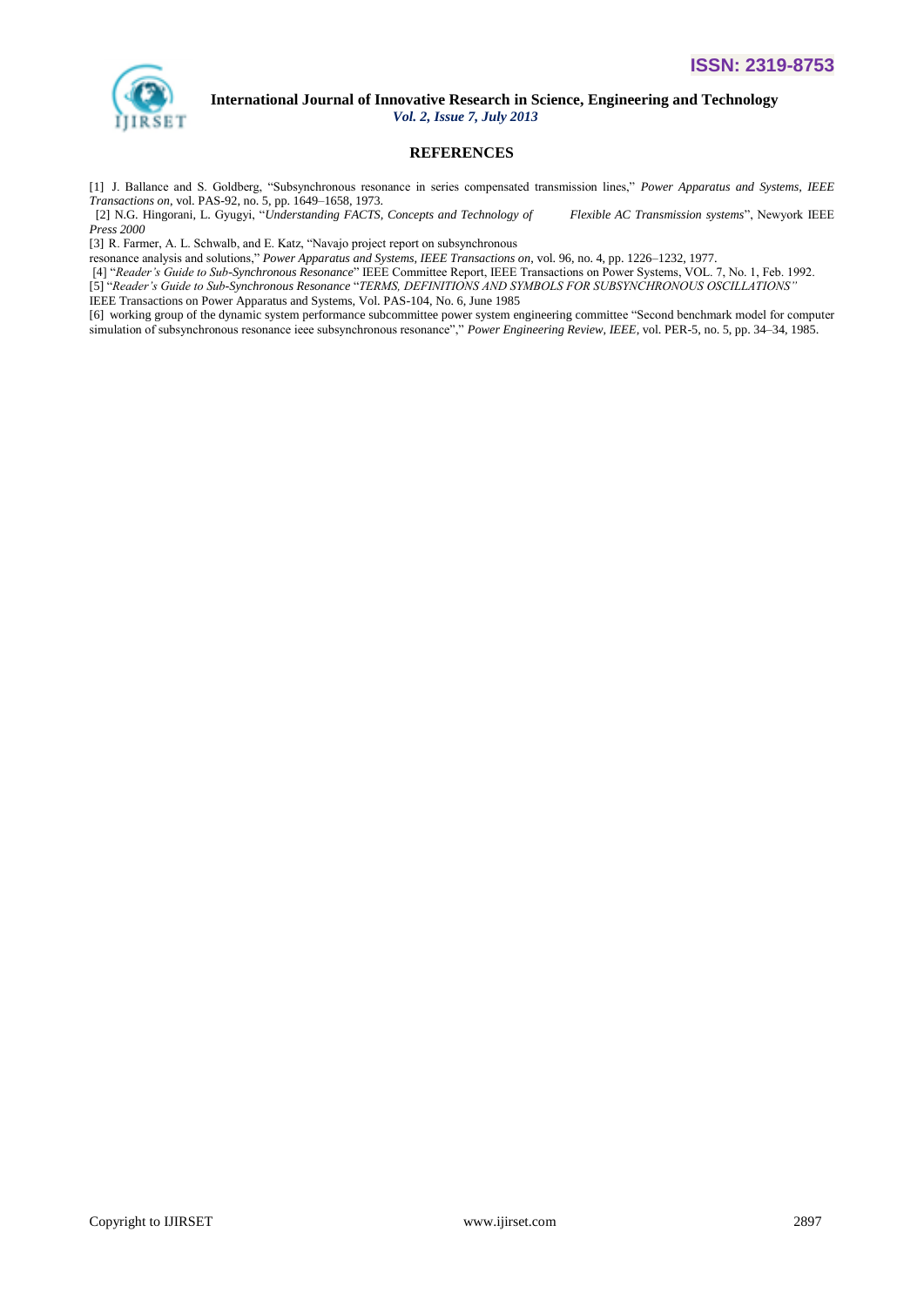## REFERENCES

[1] J. Ballance and S. Goldberg, "Subsynchronous resonance in series compensated transmission lines," *Power Apparatus and Systems, IEEE Transactions on*, vol. PAS-92, no. 5, pp. 1649–1658, 1973.

[2] N.G. Hingorani, L. Gyugyi, "*Understanding FACTS, Concepts and Technology of Flexible AC Transmission systems*", Newyork IEEE *Press 2000*

[3] R. Farmer, A. L. Schwalb, and E. Katz, "Navajo project report on subsynchronous resonance analysis and solutions," *Power Apparatus and Systems, IEEE Transactions on*, vol. 96, no. 4, pp. 1226–1232, 1977.

[4] "*Reader's Guide to Sub-Synchronous Resonance*" IEEE Committee Report, IEEE Transactions on Power Systems, VOL. 7, No. 1, Feb. 1992.

[5] "*Reader's Guide to Sub-Synchronous Resonance* "*TERMS, DEFINITIONS AND SYMBOLS FOR SUBSYNCHRONOUS OSCILLATIONS"* IEEE Transactions on Power Apparatus and Systems, Vol. PAS-104, No. 6, June 1985

[6] working group of the dynamic system performance subcommittee power system engineering committee "Second benchmark model for computer simulation of subsynchronous resonance ieee subsynchronous resonance"," *Power Engineering Review, IEEE*, vol. PER-5, no. 5, pp. 34–34, 1985.